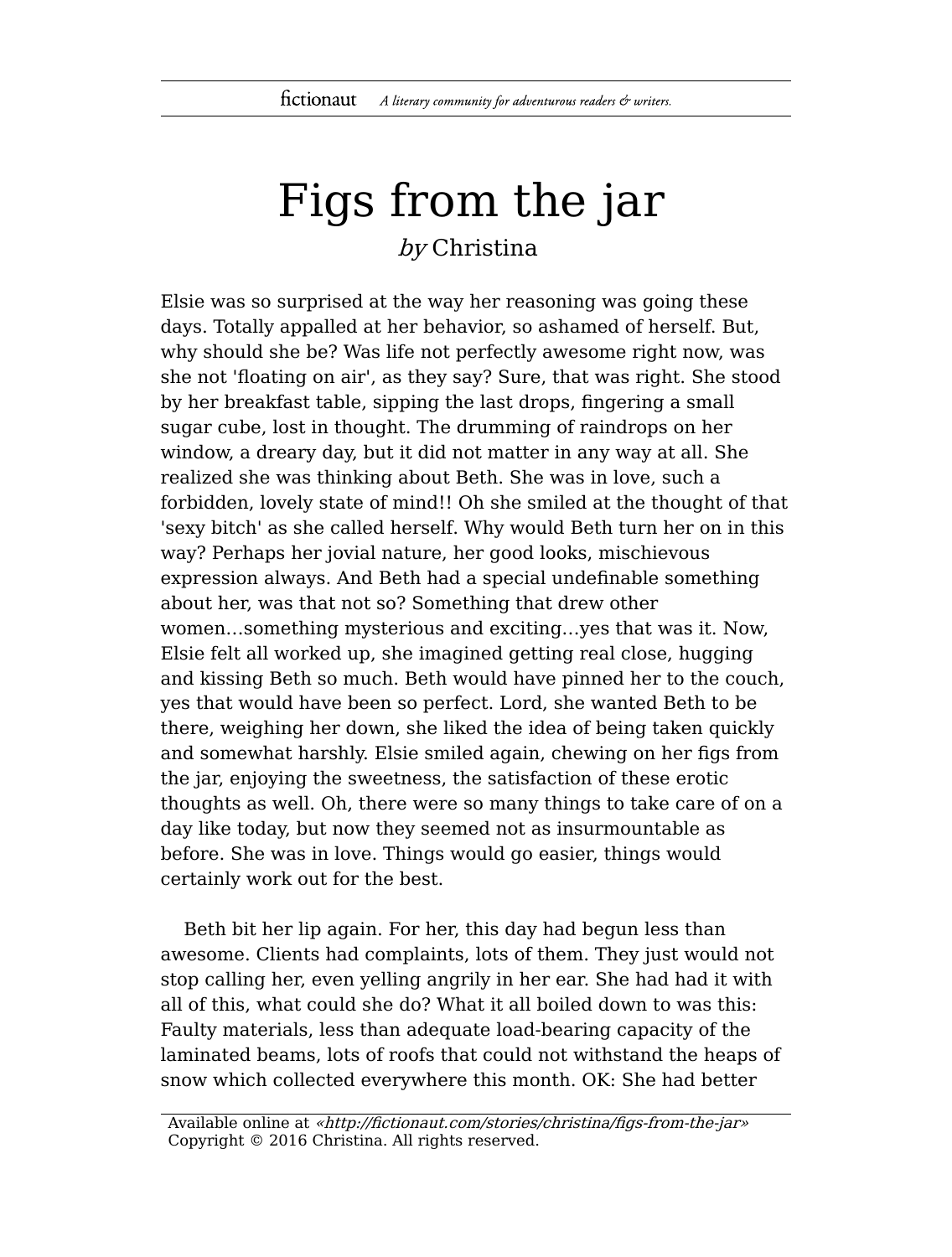# Figs from the jar

*by* Christina

Elsie was so surprised at the way her reasoning was going these days. Totally appalled at her behavior, so ashamed of herself. But, why should she be? Was life not perfectly awesome right now, was she not 'floating on air', as they say? Sure, that was right. She stood by her breakfast table, sipping the last drops, fingering a small sugar cube, lost in thought. The drumming of raindrops on her window, a dreary day, but it did not matter in any way at all. She realized she was thinking about Beth. She was in love, such a forbidden, lovely state of mind!! Oh she smiled at the thought of that 'sexy bitch' as she called herself. Why would Beth turn her on in this way? Perhaps her jovial nature, her good looks, mischievous expression always. And Beth had a special undefinable something about her, was that not so? Something that drew other women…something mysterious and exciting…yes that was it. Now, Elsie felt all worked up, she imagined getting real close, hugging and kissing Beth so much. Beth would have pinned her to the couch, yes that would have been so perfect. Lord, she wanted Beth to be there, weighing her down, she liked the idea of being taken quickly and somewhat harshly. Elsie smiled again, chewing on her figs from the jar, enjoying the sweetness, the satisfaction of these erotic thoughts as well. Oh, there were so many things to take care of on a day like today, but now they seemed not as insurmountable as before. She was in love. Things would go easier, things would certainly work out for the best.

Beth bit her lip again. For her, this day had begun less than awesome. Clients had complaints, lots of them. They just would not stop calling her, even yelling angrily in her ear. She had had it with all of this, what could she do? What it all boiled down to was this: Faulty materials, less than adequate load-bearing capacity of the laminated beams, lots of roofs that could not withstand the heaps of snow which collected everywhere this month. OK: She had better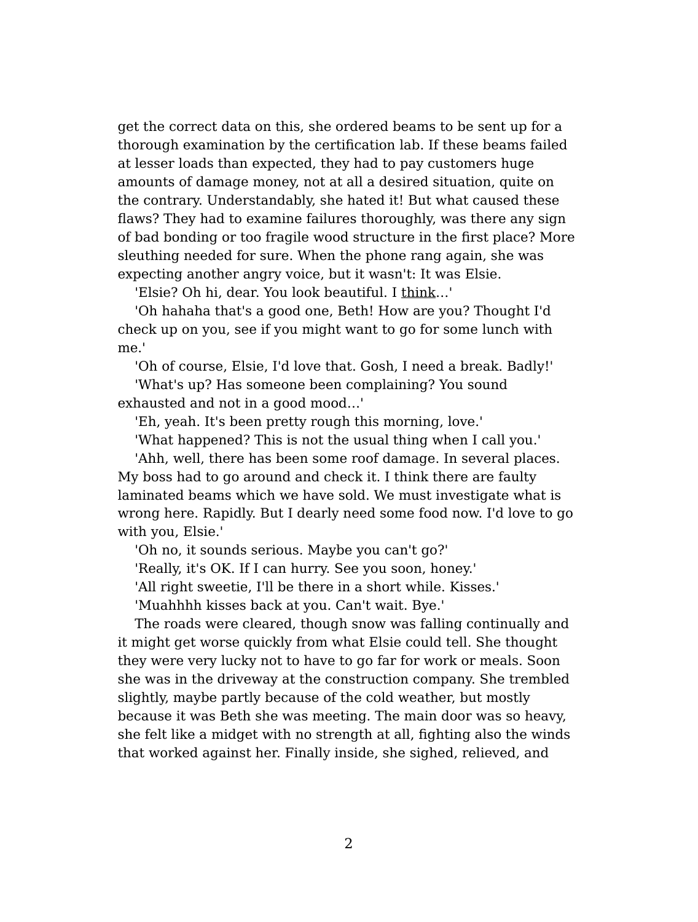get the correct data on this, she ordered beams to be sent up for a thorough examination by the certification lab. If these beams failed at lesser loads than expected, they had to pay customers huge amounts of damage money, not at all a desired situation, quite on the contrary. Understandably, she hated it! But what caused these flaws? They had to examine failures thoroughly, was there any sign of bad bonding or too fragile wood structure in the first place? More sleuthing needed for sure. When the phone rang again, she was expecting another angry voice, but it wasn't: It was Elsie.

'Elsie? Oh hi, dear. You look beautiful. I <u>think</u>...'

'Oh hahaha that's a good one, Beth! How are you? Thought I'd check up on you, see if you might want to go for some lunch with me.'

'Oh of course, Elsie, I'd love that. Gosh, I need a break. Badly!'

'What's up? Has someone been complaining? You sound exhausted and not in a good mood...'

'Eh, yeah. It's been pretty rough this morning, love.'

'What happened? This is not the usual thing when I call you.'

'Ahh, well, there has been some roof damage. In several places. My boss had to go around and check it. I think there are faulty laminated beams which we have sold. We must investigate what is wrong here. Rapidly. But I dearly need some food now. I'd love to go with you, Elsie.'

'Oh no, it sounds serious. Maybe you can't go?'

'Really, it's OK. If I can hurry. See you soon, honey.'

'All right sweetie, I'll be there in a short while. Kisses.'

'Muahhhh kisses back at you. Can't wait. Bye.'

The roads were cleared, though snow was falling continually and it might get worse quickly from what Elsie could tell. She thought they were very lucky not to have to go far for work or meals. Soon she was in the driveway at the construction company. She trembled slightly, maybe partly because of the cold weather, but mostly because it was Beth she was meeting. The main door was so heavy, she felt like a midget with no strength at all, fighting also the winds that worked against her. Finally inside, she sighed, relieved, and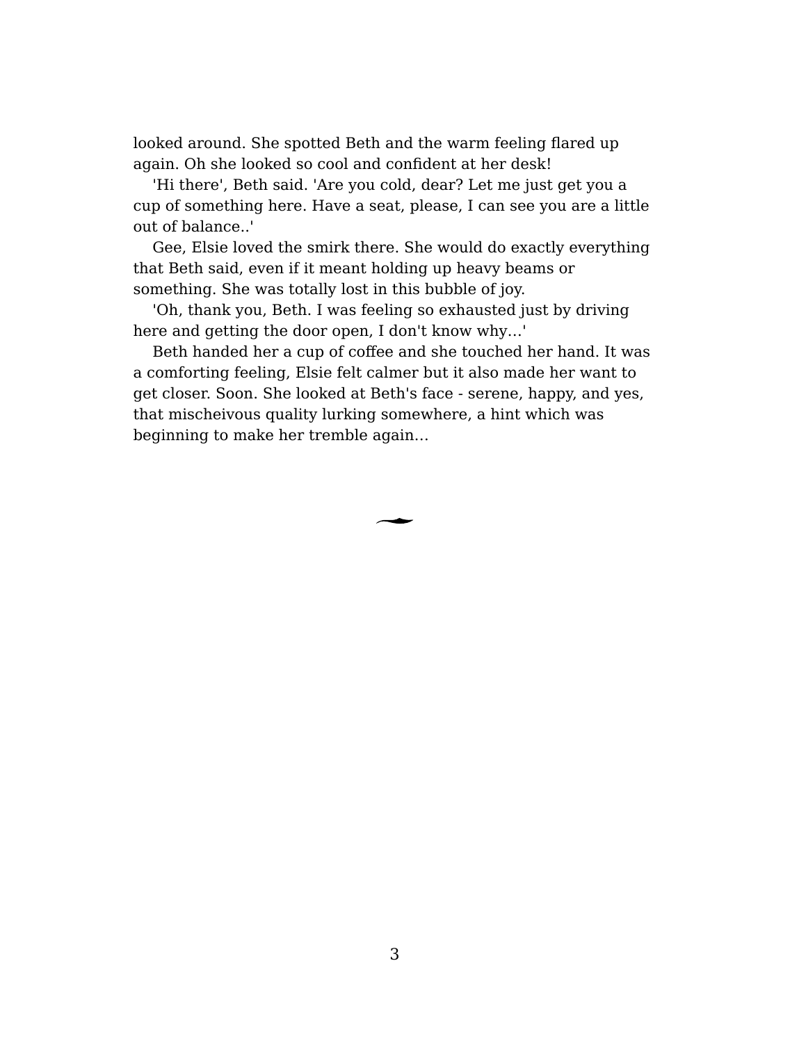looked around. She spotted Beth and the warm feeling flared up again. Oh she looked so cool and confident at her desk!

'Hi there', Beth said. 'Are you cold, dear? Let me just get you a cup of something here. Have a seat, please, I can see you are a little out of balance..'

Gee, Elsie loved the smirk there. She would do exactly everything that Beth said, even if it meant holding up heavy beams or something. She was totally lost in this bubble of joy.

'Oh, thank you, Beth. I was feeling so exhausted just by driving here and getting the door open, I don't know why...'

Beth handed her a cup of coffee and she touched her hand. It was a comforting feeling, Elsie felt calmer but it also made her want to get closer. Soon. She looked at Beth's face - serene, happy, and yes, that mischeivous quality lurking somewhere, a hint which was beginning to make her tremble again...